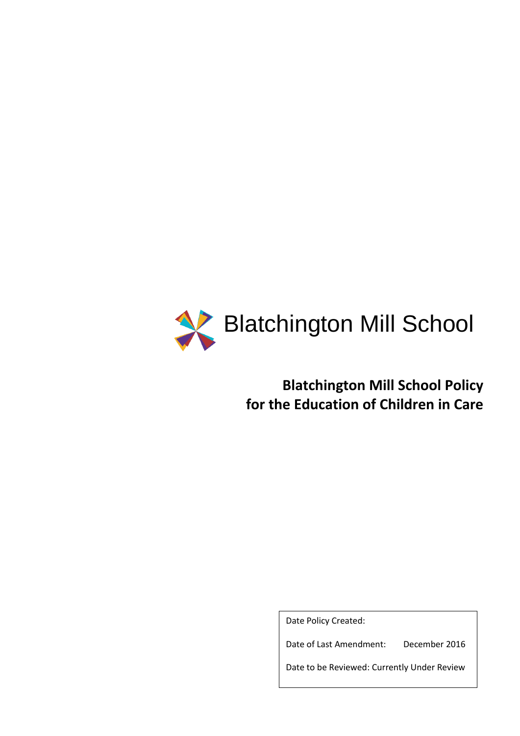Blatchington Mill School

# Blatchington Mill School Policy for the Education of Children in Care

| | |
|---|---|
| Date Policy Created: | |
| Date of Last Amendment: | December 2016 |
| Date to be Reviewed: | Currently Under Review |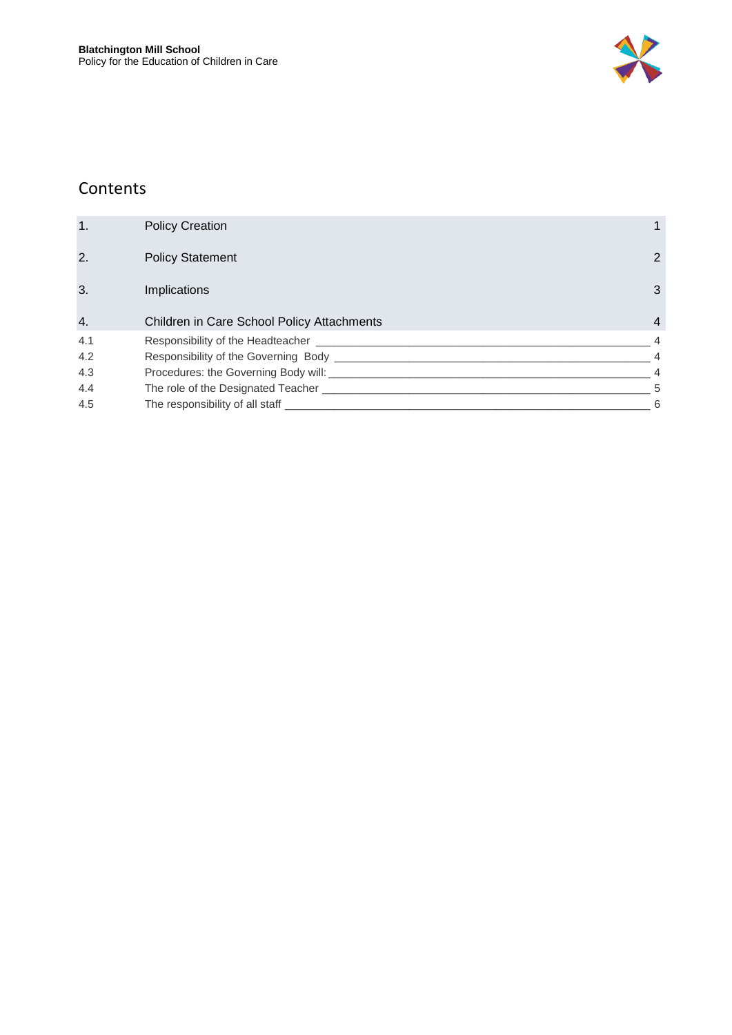## Contents

| | | |
|---|---|---|
| 1. | Policy Creation | 1 |
| 2. | Policy Statement | 2 |
| 3. | Implications | 3 |
| 4. | Children in Care School Policy Attachments | 4 |
| 4.1 | Responsibility of the Headteacher | 4 |
| 4.2 | Responsibility of the Governing Body | 4 |
| 4.3 | Procedures: the Governing Body will: | 4 |
| 4.4 | The role of the Designated Teacher | 5 |
| 4.5 | The responsibility of all staff | 6 |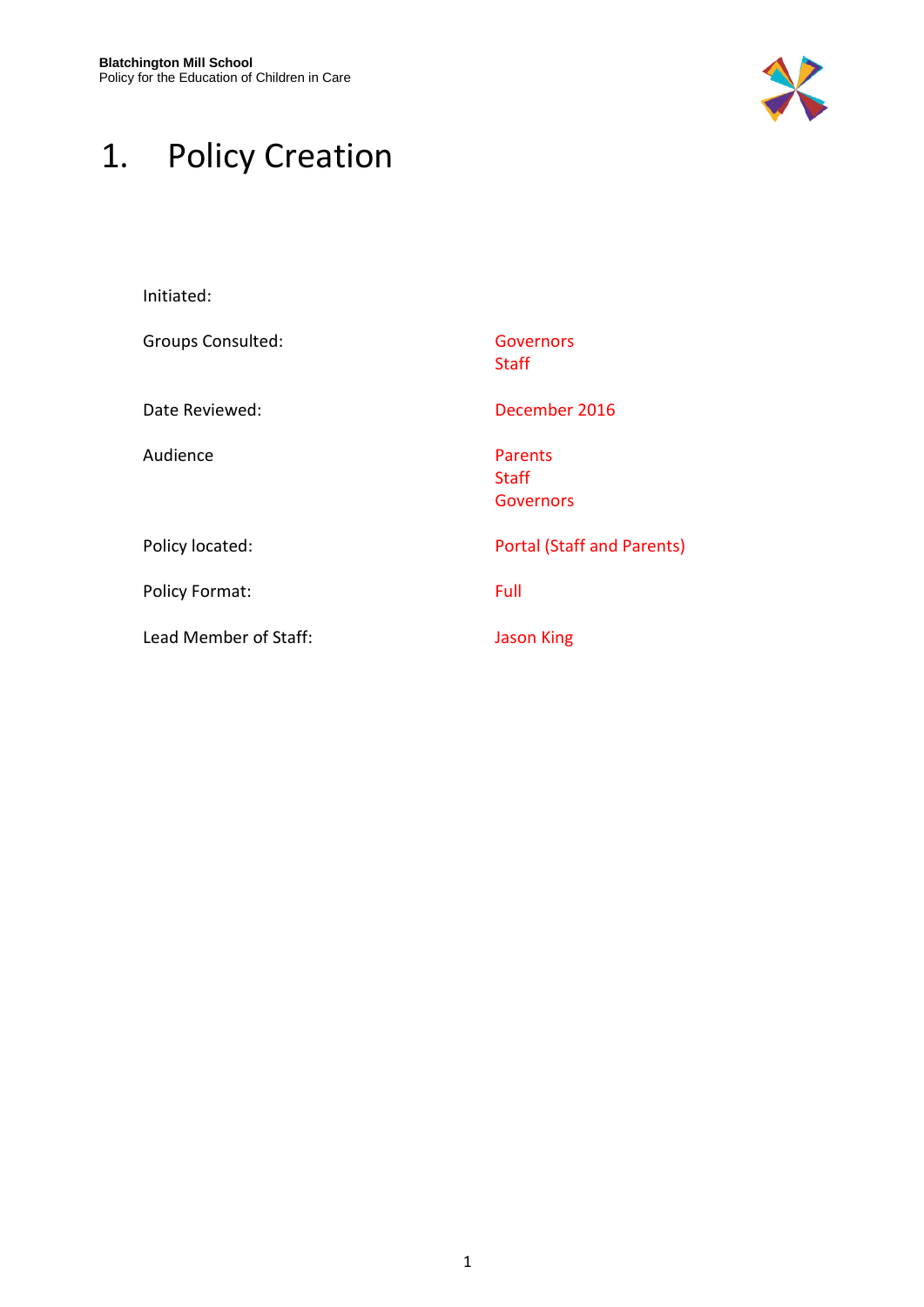# 1. Policy Creation

| | |
|---|---|
| Initiated: | |
| Groups Consulted: | Governors<br>Staff |
| Date Reviewed: | December 2016 |
| Audience | Parents<br>Staff<br>Governors |
| Policy located: | Portal (Staff and Parents) |
| Policy Format: | Full |
| Lead Member of Staff: | Jason King |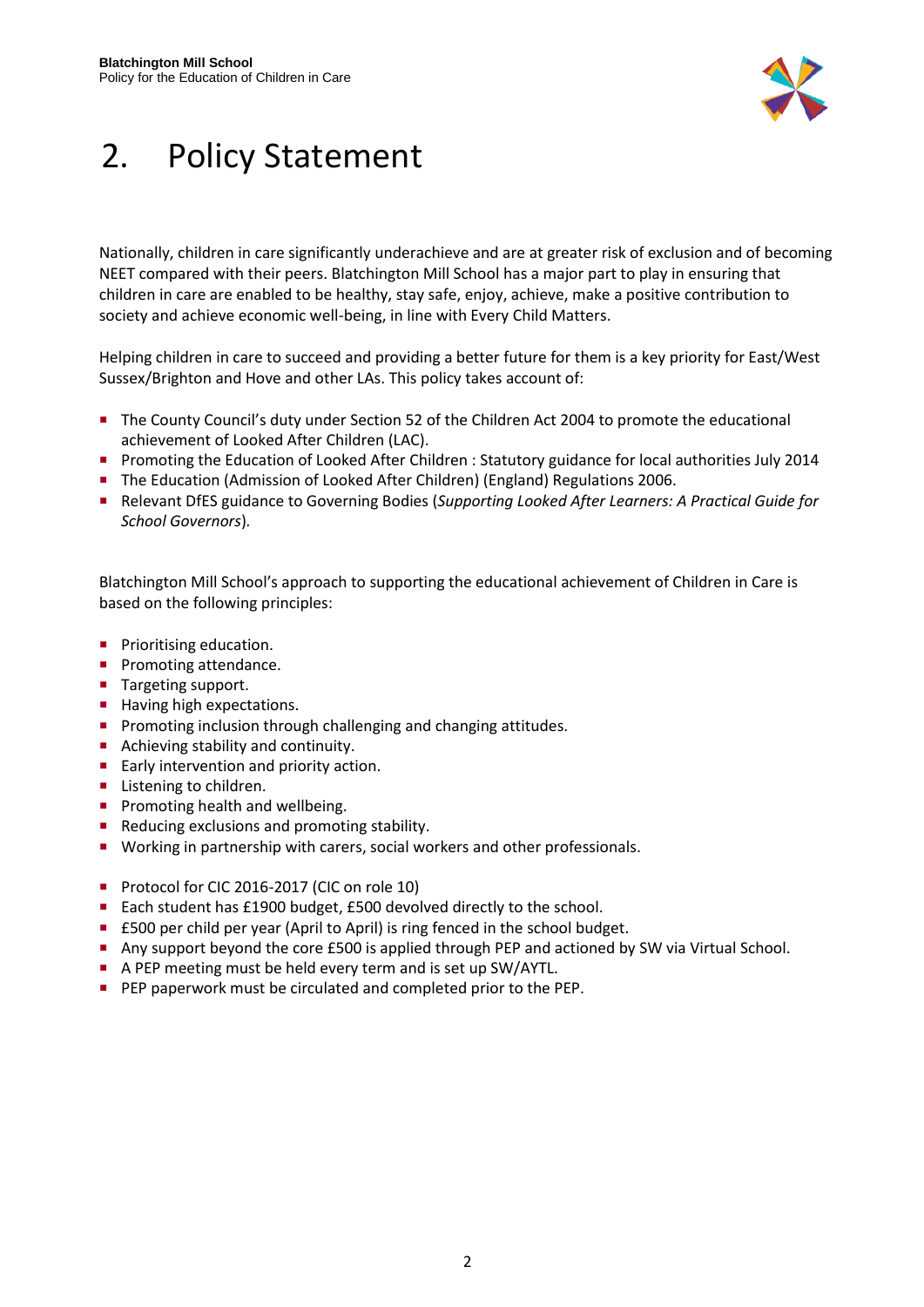# 2. Policy Statement

Nationally, children in care significantly underachieve and are at greater risk of exclusion and of becoming NEET compared with their peers. Blatchington Mill School has a major part to play in ensuring that children in care are enabled to be healthy, stay safe, enjoy, achieve, make a positive contribution to society and achieve economic well-being, in line with Every Child Matters.

Helping children in care to succeed and providing a better future for them is a key priority for East/West Sussex/Brighton and Hove and other LAs. This policy takes account of:

- The County Council's duty under Section 52 of the Children Act 2004 to promote the educational achievement of Looked After Children (LAC).
- Promoting the Education of Looked After Children : Statutory guidance for local authorities July 2014
- The Education (Admission of Looked After Children) (England) Regulations 2006.
- Relevant DfES guidance to Governing Bodies (*Supporting Looked After Learners: A Practical Guide for School Governors*).

Blatchington Mill School's approach to supporting the educational achievement of Children in Care is based on the following principles:

- Prioritising education.
- Promoting attendance.
- Targeting support.
- Having high expectations.
- Promoting inclusion through challenging and changing attitudes.
- Achieving stability and continuity.
- Early intervention and priority action.
- Listening to children.
- Promoting health and wellbeing.
- Reducing exclusions and promoting stability.
- Working in partnership with carers, social workers and other professionals.

- Protocol for CIC 2016-2017 (CIC on role 10)
- Each student has £1900 budget, £500 devolved directly to the school.
- £500 per child per year (April to April) is ring fenced in the school budget.
- Any support beyond the core £500 is applied through PEP and actioned by SW via Virtual School.
- A PEP meeting must be held every term and is set up SW/AYTL.
- PEP paperwork must be circulated and completed prior to the PEP.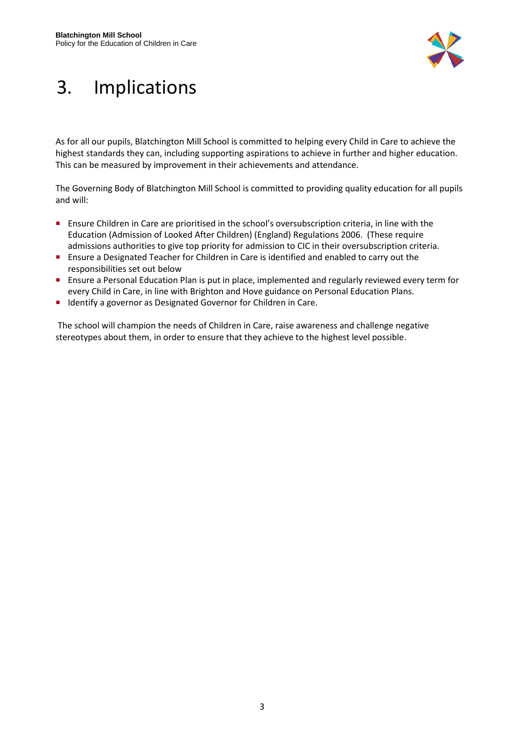# 3. Implications

As for all our pupils, Blatchington Mill School is committed to helping every Child in Care to achieve the highest standards they can, including supporting aspirations to achieve in further and higher education. This can be measured by improvement in their achievements and attendance.

The Governing Body of Blatchington Mill School is committed to providing quality education for all pupils and will:

- Ensure Children in Care are prioritised in the school's oversubscription criteria, in line with the Education (Admission of Looked After Children) (England) Regulations 2006. (These require admissions authorities to give top priority for admission to CIC in their oversubscription criteria.
- Ensure a Designated Teacher for Children in Care is identified and enabled to carry out the responsibilities set out below
- Ensure a Personal Education Plan is put in place, implemented and regularly reviewed every term for every Child in Care, in line with Brighton and Hove guidance on Personal Education Plans.
- Identify a governor as Designated Governor for Children in Care.

The school will champion the needs of Children in Care, raise awareness and challenge negative stereotypes about them, in order to ensure that they achieve to the highest level possible.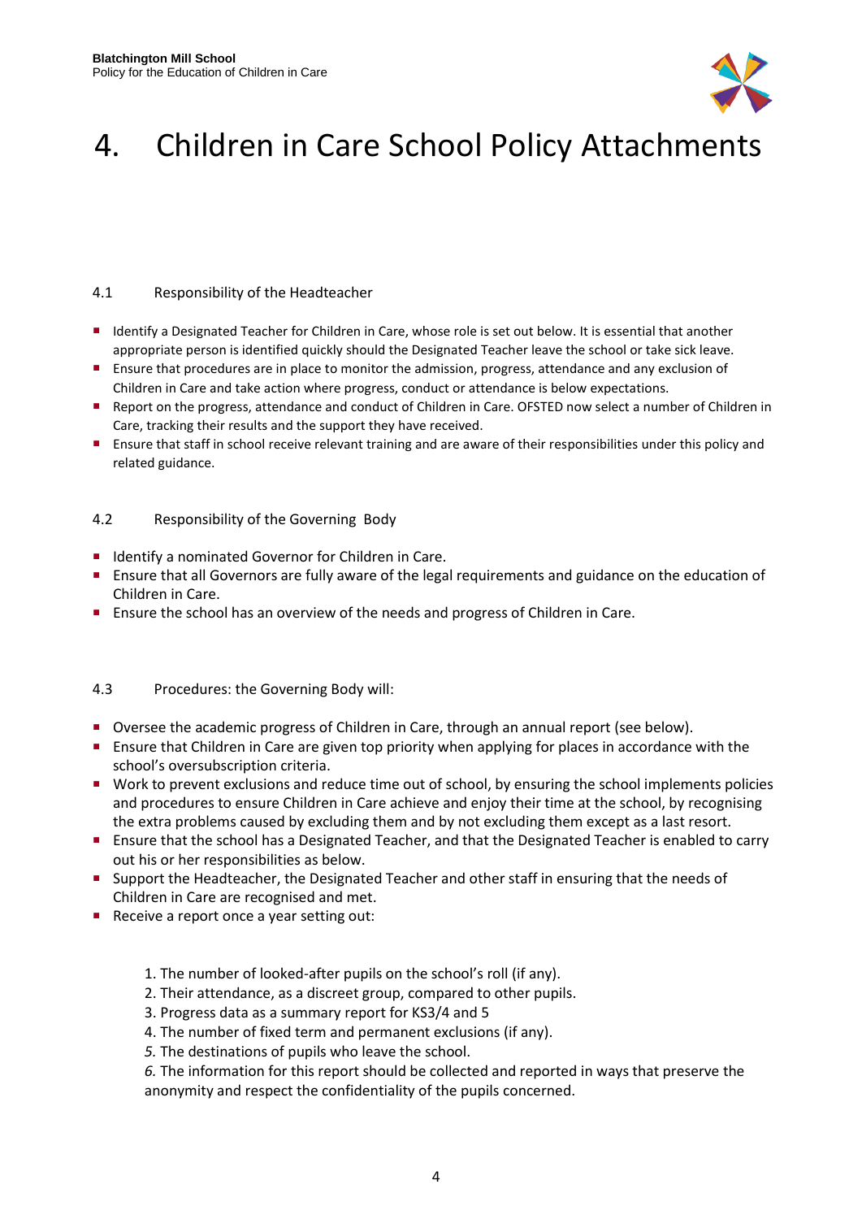# 4. Children in Care School Policy Attachments

### 4.1 Responsibility of the Headteacher

- Identify a Designated Teacher for Children in Care, whose role is set out below. It is essential that another appropriate person is identified quickly should the Designated Teacher leave the school or take sick leave.
- Ensure that procedures are in place to monitor the admission, progress, attendance and any exclusion of Children in Care and take action where progress, conduct or attendance is below expectations.
- Report on the progress, attendance and conduct of Children in Care. OFSTED now select a number of Children in Care, tracking their results and the support they have received.
- Ensure that staff in school receive relevant training and are aware of their responsibilities under this policy and related guidance.

### 4.2 Responsibility of the Governing Body

- Identify a nominated Governor for Children in Care.
- Ensure that all Governors are fully aware of the legal requirements and guidance on the education of Children in Care.
- Ensure the school has an overview of the needs and progress of Children in Care.

### 4.3 Procedures: the Governing Body will:

- Oversee the academic progress of Children in Care, through an annual report (see below).
- Ensure that Children in Care are given top priority when applying for places in accordance with the school's oversubscription criteria.
- Work to prevent exclusions and reduce time out of school, by ensuring the school implements policies and procedures to ensure Children in Care achieve and enjoy their time at the school, by recognising the extra problems caused by excluding them and by not excluding them except as a last resort.
- Ensure that the school has a Designated Teacher, and that the Designated Teacher is enabled to carry out his or her responsibilities as below.
- Support the Headteacher, the Designated Teacher and other staff in ensuring that the needs of Children in Care are recognised and met.
- Receive a report once a year setting out:

    1. The number of looked-after pupils on the school's roll (if any).
    2. Their attendance, as a discreet group, compared to other pupils.
    3. Progress data as a summary report for KS3/4 and 5
    4. The number of fixed term and permanent exclusions (if any).
    5. The destinations of pupils who leave the school.
    6. The information for this report should be collected and reported in ways that preserve the anonymity and respect the confidentiality of the pupils concerned.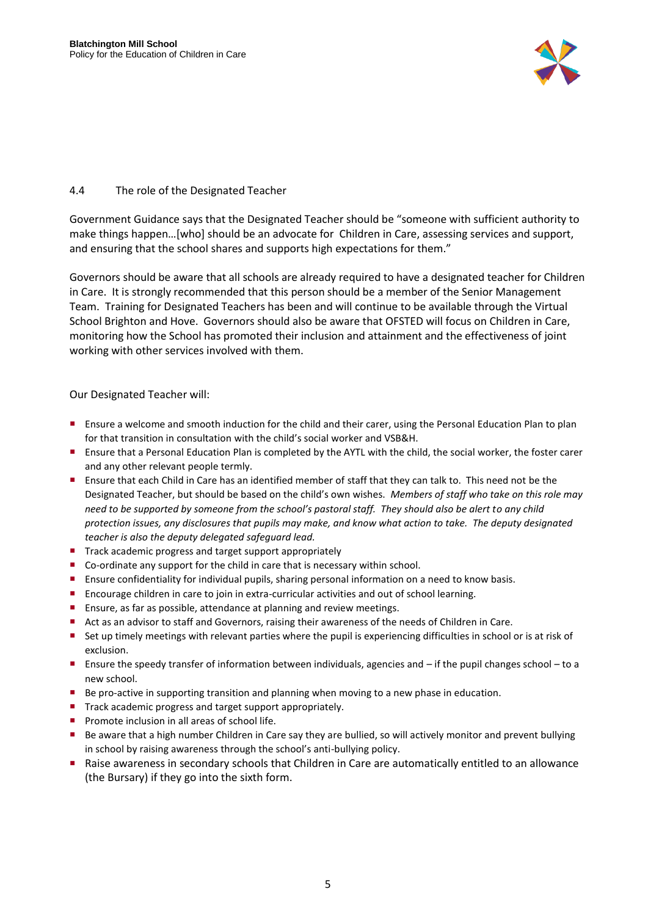## 4.4 The role of the Designated Teacher

Government Guidance says that the Designated Teacher should be "someone with sufficient authority to make things happen…[who] should be an advocate for Children in Care, assessing services and support, and ensuring that the school shares and supports high expectations for them."

Governors should be aware that all schools are already required to have a designated teacher for Children in Care. It is strongly recommended that this person should be a member of the Senior Management Team. Training for Designated Teachers has been and will continue to be available through the Virtual School Brighton and Hove. Governors should also be aware that OFSTED will focus on Children in Care, monitoring how the School has promoted their inclusion and attainment and the effectiveness of joint working with other services involved with them.

Our Designated Teacher will:

- Ensure a welcome and smooth induction for the child and their carer, using the Personal Education Plan to plan for that transition in consultation with the child's social worker and VSB&H.
- Ensure that a Personal Education Plan is completed by the AYTL with the child, the social worker, the foster carer and any other relevant people termly.
- Ensure that each Child in Care has an identified member of staff that they can talk to. This need not be the Designated Teacher, but should be based on the child's own wishes. *Members of staff who take on this role may need to be supported by someone from the school's pastoral staff. They should also be alert to any child protection issues, any disclosures that pupils may make, and know what action to take. The deputy designated teacher is also the deputy delegated safeguard lead.*
- Track academic progress and target support appropriately
- Co-ordinate any support for the child in care that is necessary within school.
- Ensure confidentiality for individual pupils, sharing personal information on a need to know basis.
- Encourage children in care to join in extra-curricular activities and out of school learning.
- Ensure, as far as possible, attendance at planning and review meetings.
- Act as an advisor to staff and Governors, raising their awareness of the needs of Children in Care.
- Set up timely meetings with relevant parties where the pupil is experiencing difficulties in school or is at risk of exclusion.
- Ensure the speedy transfer of information between individuals, agencies and – if the pupil changes school – to a new school.
- Be pro-active in supporting transition and planning when moving to a new phase in education.
- Track academic progress and target support appropriately.
- Promote inclusion in all areas of school life.
- Be aware that a high number Children in Care say they are bullied, so will actively monitor and prevent bullying in school by raising awareness through the school's anti-bullying policy.
- Raise awareness in secondary schools that Children in Care are automatically entitled to an allowance (the Bursary) if they go into the sixth form.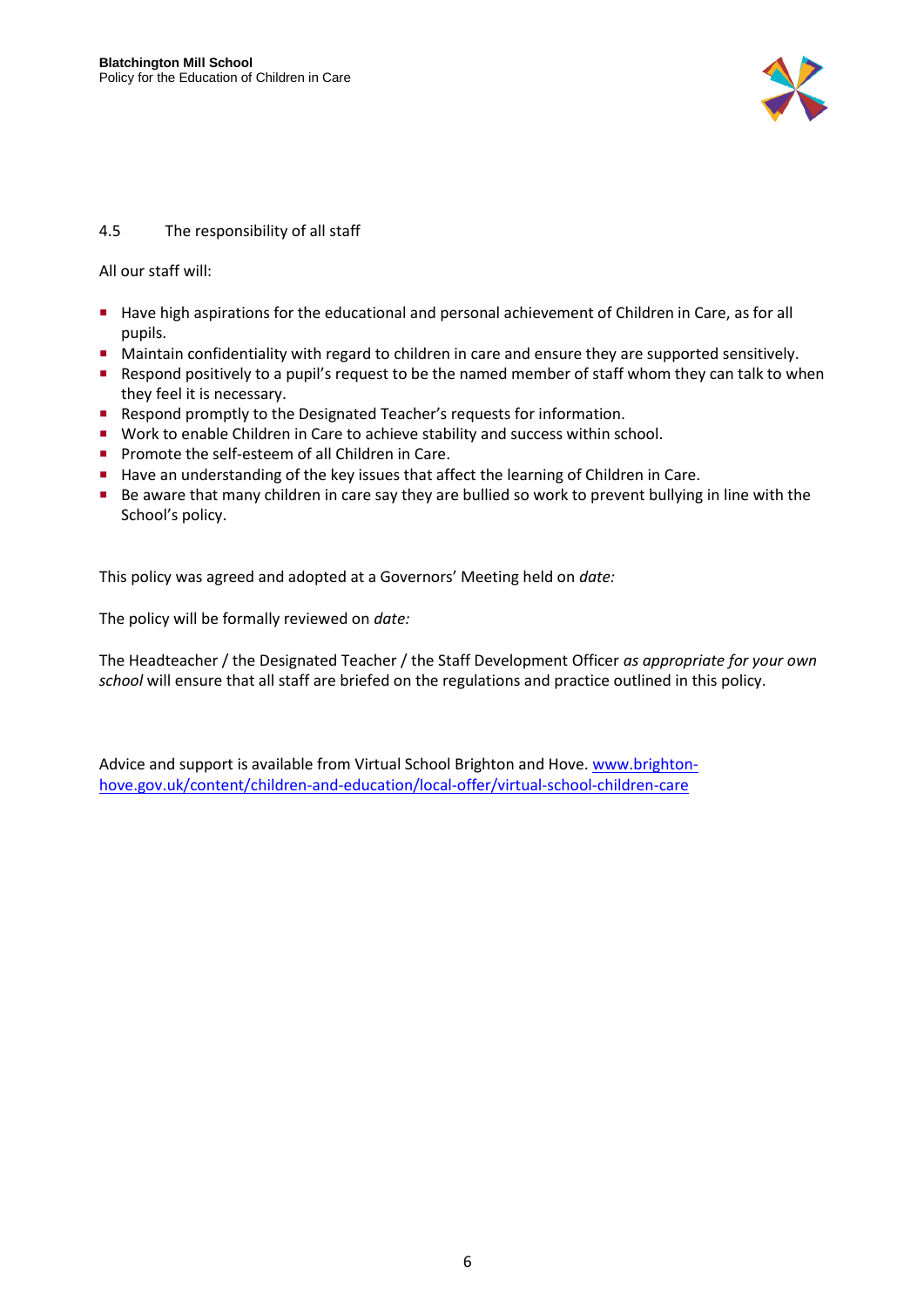### 4.5 The responsibility of all staff

All our staff will:

- Have high aspirations for the educational and personal achievement of Children in Care, as for all pupils.
- Maintain confidentiality with regard to children in care and ensure they are supported sensitively.
- Respond positively to a pupil's request to be the named member of staff whom they can talk to when they feel it is necessary.
- Respond promptly to the Designated Teacher's requests for information.
- Work to enable Children in Care to achieve stability and success within school.
- Promote the self-esteem of all Children in Care.
- Have an understanding of the key issues that affect the learning of Children in Care.
- Be aware that many children in care say they are bullied so work to prevent bullying in line with the School's policy.

This policy was agreed and adopted at a Governors' Meeting held on *date:*

The policy will be formally reviewed on *date:*

The Headteacher / the Designated Teacher / the Staff Development Officer *as appropriate for your own school* will ensure that all staff are briefed on the regulations and practice outlined in this policy.

Advice and support is available from Virtual School Brighton and Hove. [www.brighton-hove.gov.uk/content/children-and-education/local-offer/virtual-school-children-care](http://www.brighton-hove.gov.uk/content/children-and-education/local-offer/virtual-school-children-care)